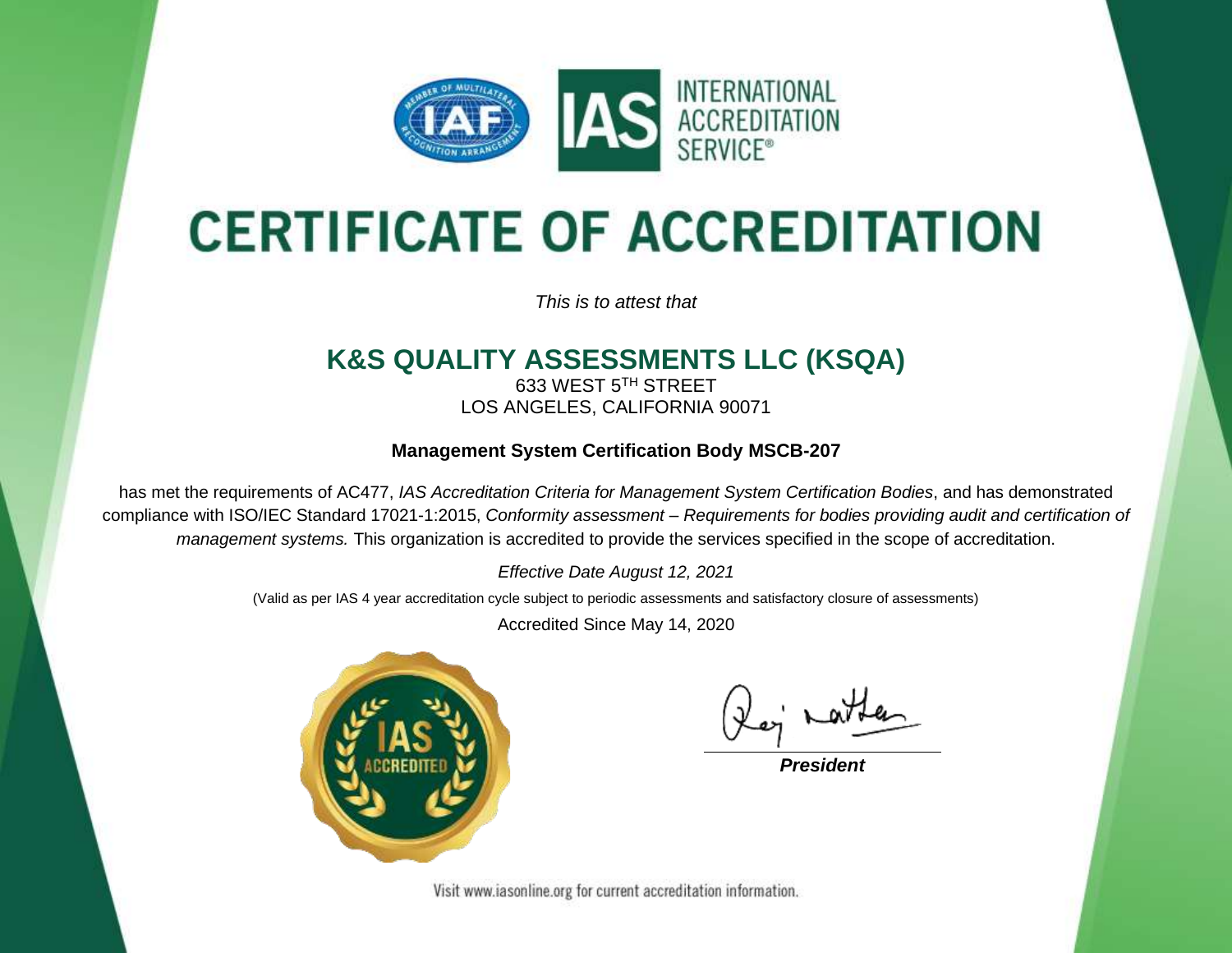INTERNATIONAL ACCREDITATION SERVICE®

# CERTIFICATE OF ACCREDITATION

*This is to attest that*

## K&S QUALITY ASSESSMENTS LLC (KSQA)

633 WEST 5TH STREET
LOS ANGELES, CALIFORNIA 90071

**Management System Certification Body MSCB-207**

has met the requirements of AC477, *IAS Accreditation Criteria for Management System Certification Bodies*, and has demonstrated compliance with ISO/IEC Standard 17021-1:2015, *Conformity assessment – Requirements for bodies providing audit and certification of management systems.* This organization is accredited to provide the services specified in the scope of accreditation.

*Effective Date August 12, 2021*

(Valid as per IAS 4 year accreditation cycle subject to periodic assessments and satisfactory closure of assessments)

Accredited Since May 14, 2020

IAS ACCREDITED

***President***

Visit www.iasonline.org for current accreditation information.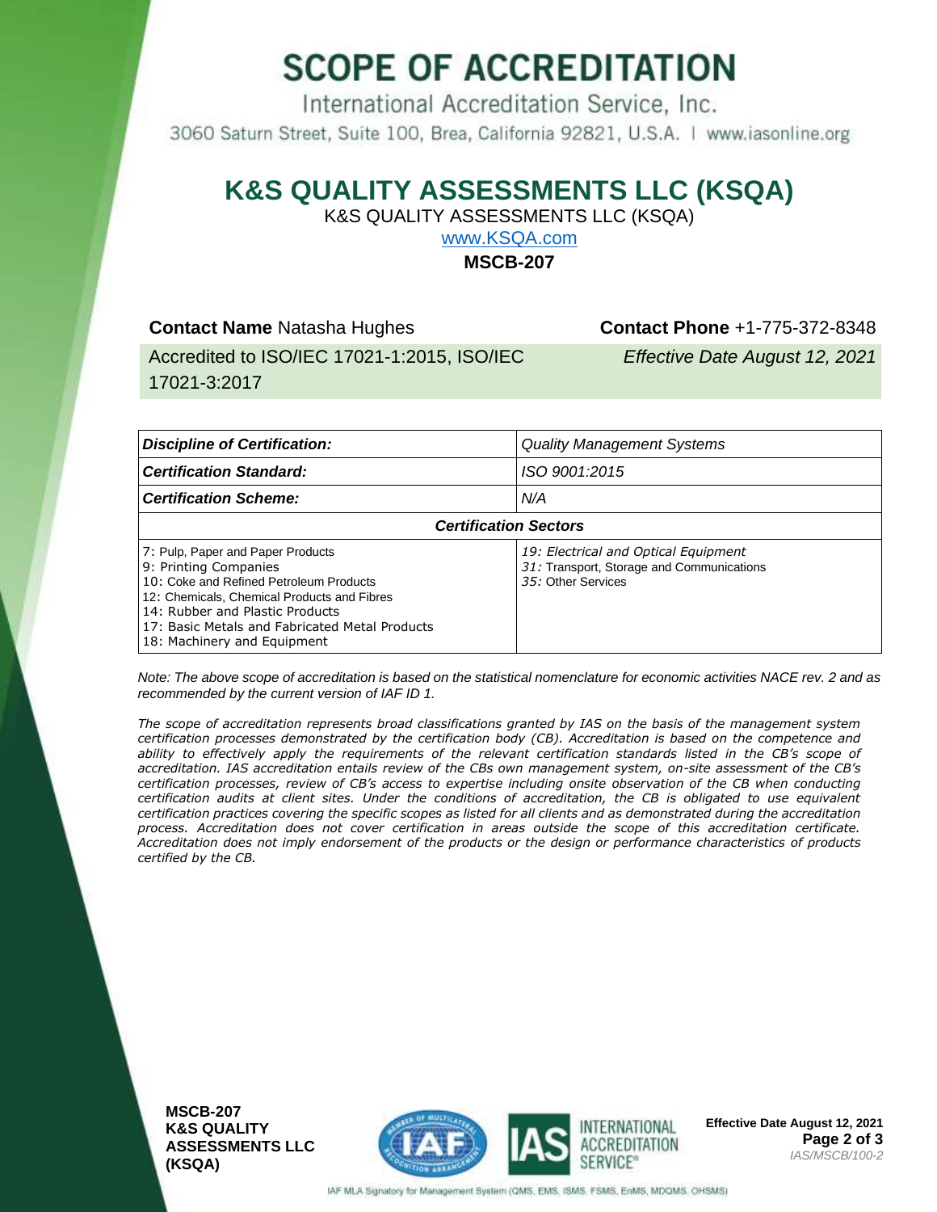# SCOPE OF ACCREDITATION

International Accreditation Service, Inc.

3060 Saturn Street, Suite 100, Brea, California 92821, U.S.A. | www.iasonline.org

## K&S QUALITY ASSESSMENTS LLC (KSQA)

K&S QUALITY ASSESSMENTS LLC (KSQA)

www.KSQA.com

**MSCB-207**

**Contact Name** Natasha Hughes

**Contact Phone** +1-775-372-8348

Accredited to ISO/IEC 17021-1:2015, ISO/IEC 17021-3:2017

*Effective Date August 12, 2021*

| | |
|---|---|
| ***Discipline of Certification:*** | *Quality Management Systems* |
| ***Certification Standard:*** | *ISO 9001:2015* |
| ***Certification Scheme:*** | *N/A* |
| ***Certification Sectors*** | |
| 7: Pulp, Paper and Paper Products<br>9: Printing Companies<br>10: Coke and Refined Petroleum Products<br>12: Chemicals, Chemical Products and Fibres<br>14: Rubber and Plastic Products<br>17: Basic Metals and Fabricated Metal Products<br>18: Machinery and Equipment | *19: Electrical and Optical Equipment*<br>*31:* Transport, Storage and Communications<br>*35:* Other Services |

*Note: The above scope of accreditation is based on the statistical nomenclature for economic activities NACE rev. 2 and as recommended by the current version of IAF ID 1.*

*The scope of accreditation represents broad classifications granted by IAS on the basis of the management system certification processes demonstrated by the certification body (CB). Accreditation is based on the competence and ability to effectively apply the requirements of the relevant certification standards listed in the CB's scope of accreditation. IAS accreditation entails review of the CBs own management system, on-site assessment of the CB's certification processes, review of CB's access to expertise including onsite observation of the CB when conducting certification audits at client sites. Under the conditions of accreditation, the CB is obligated to use equivalent certification practices covering the specific scopes as listed for all clients and as demonstrated during the accreditation process. Accreditation does not cover certification in areas outside the scope of this accreditation certificate. Accreditation does not imply endorsement of the products or the design or performance characteristics of products certified by the CB.*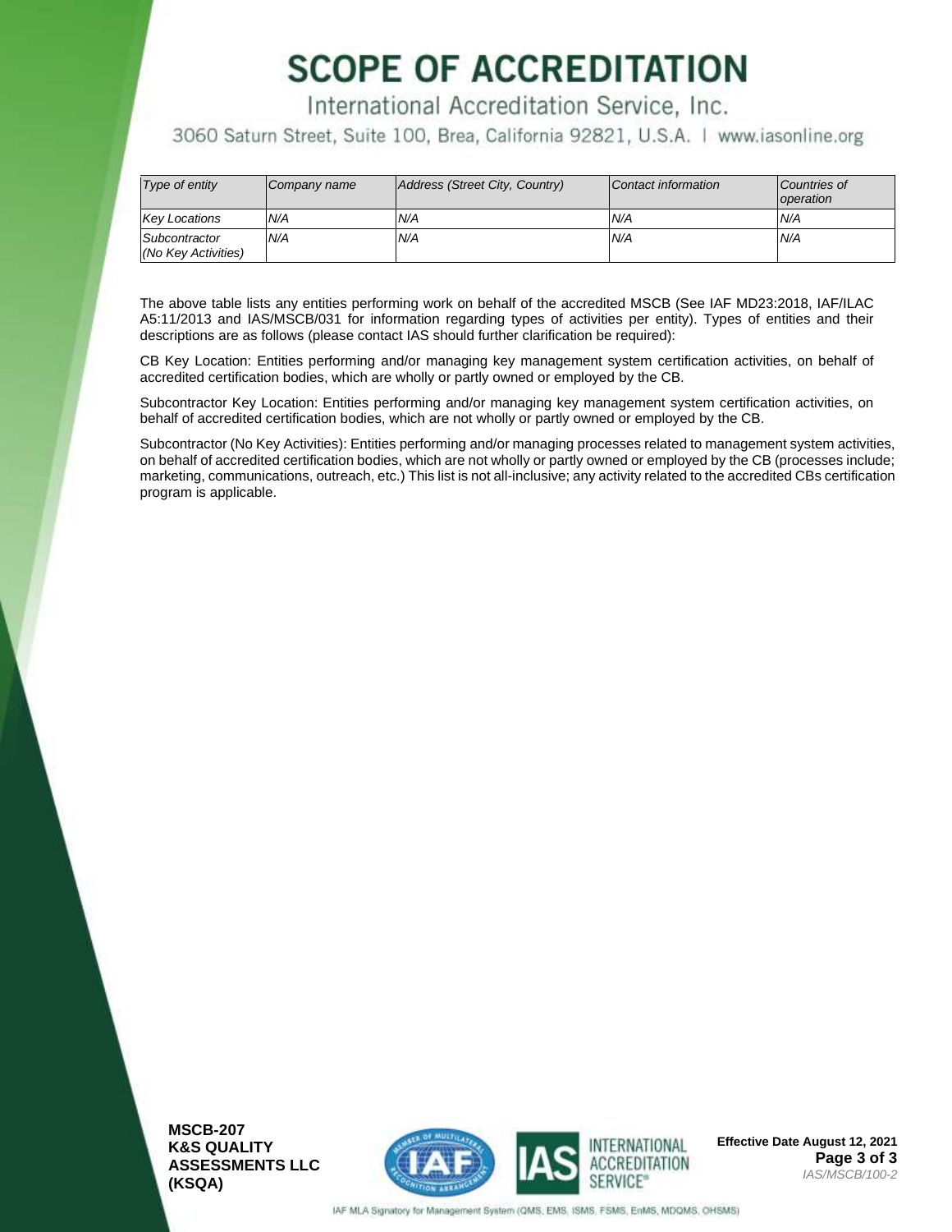# SCOPE OF ACCREDITATION

International Accreditation Service, Inc.

3060 Saturn Street, Suite 100, Brea, California 92821, U.S.A. | www.iasonline.org

| *Type of entity* | *Company name* | *Address (Street City, Country)* | *Contact information* | *Countries of operation* |
|---|---|---|---|---|
| *Key Locations* | *N/A* | *N/A* | *N/A* | *N/A* |
| *Subcontractor (No Key Activities)* | *N/A* | *N/A* | *N/A* | *N/A* |

The above table lists any entities performing work on behalf of the accredited MSCB (See IAF MD23:2018, IAF/ILAC A5:11/2013 and IAS/MSCB/031 for information regarding types of activities per entity). Types of entities and their descriptions are as follows (please contact IAS should further clarification be required):

CB Key Location: Entities performing and/or managing key management system certification activities, on behalf of accredited certification bodies, which are wholly or partly owned or employed by the CB.

Subcontractor Key Location: Entities performing and/or managing key management system certification activities, on behalf of accredited certification bodies, which are not wholly or partly owned or employed by the CB.

Subcontractor (No Key Activities): Entities performing and/or managing processes related to management system activities, on behalf of accredited certification bodies, which are not wholly or partly owned or employed by the CB (processes include; marketing, communications, outreach, etc.) This list is not all-inclusive; any activity related to the accredited CBs certification program is applicable.

**MSCB-207**
**K&S QUALITY ASSESSMENTS LLC (KSQA)**

**Effective Date August 12, 2021**

*IAS/MSCB/100-2*

IAF MLA Signatory for Management System (QMS, EMS, ISMS, FSMS, EnMS, MDQMS, OHSMS)